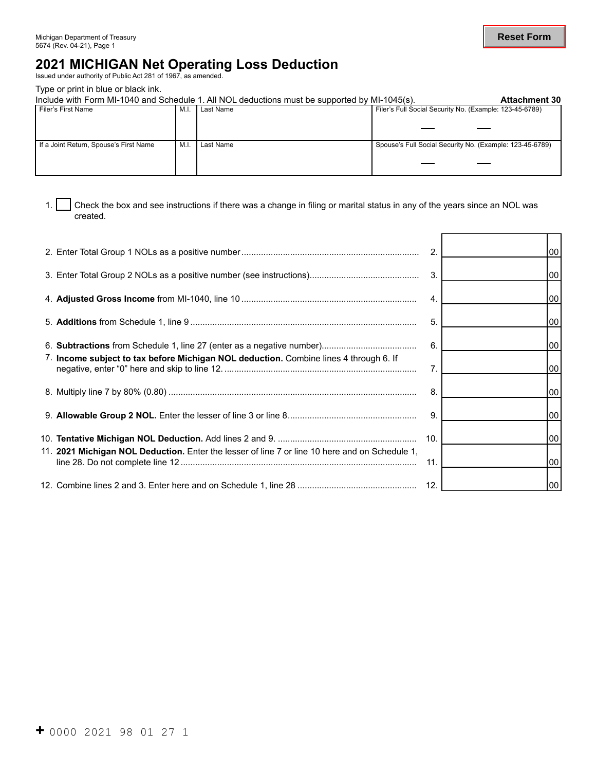Michigan Department of Treasury
5674 (Rev. 04-21), Page 1

Reset Form

# 2021 MICHIGAN Net Operating Loss Deduction

Issued under authority of Public Act 281 of 1967, as amended.

Type or print in blue or black ink.

Include with Form MI-1040 and Schedule 1. All NOL deductions must be supported by MI-1045(s).

**Attachment 30**

| Filer's First Name | M.I. | Last Name | Filer's Full Social Security No. (Example: 123-45-6789) |
|---|---|---|---|
| | | | |
| **If a Joint Return, Spouse's First Name** | **M.I.** | **Last Name** | **Spouse's Full Social Security No. (Example: 123-45-6789)** |
| | | | |

1. ☐ Check the box and see instructions if there was a change in filing or marital status in any of the years since an NOL was created.

| Line | Description | | Amount |
|---|---|---|---|
| 2. | Enter Total Group 1 NOLs as a positive number | 2. | 00 |
| 3. | Enter Total Group 2 NOLs as a positive number (see instructions) | 3. | 00 |
| 4. | **Adjusted Gross Income** from MI-1040, line 10 | 4. | 00 |
| 5. | **Additions** from Schedule 1, line 9 | 5. | 00 |
| 6. | **Subtractions** from Schedule 1, line 27 (enter as a negative number) | 6. | 00 |
| 7. | **Income subject to tax before Michigan NOL deduction.** Combine lines 4 through 6. If negative, enter "0" here and skip to line 12. | 7. | 00 |
| 8. | Multiply line 7 by 80% (0.80) | 8. | 00 |
| 9. | **Allowable Group 2 NOL.** Enter the lesser of line 3 or line 8 | 9. | 00 |
| 10. | **Tentative Michigan NOL Deduction.** Add lines 2 and 9. | 10. | 00 |
| 11. | **2021 Michigan NOL Deduction.** Enter the lesser of line 7 or line 10 here and on Schedule 1, line 28. Do not complete line 12 | 11. | 00 |
| 12. | Combine lines 2 and 3. Enter here and on Schedule 1, line 28 | 12. | 00 |

+ 0000 2021 98 01 27 1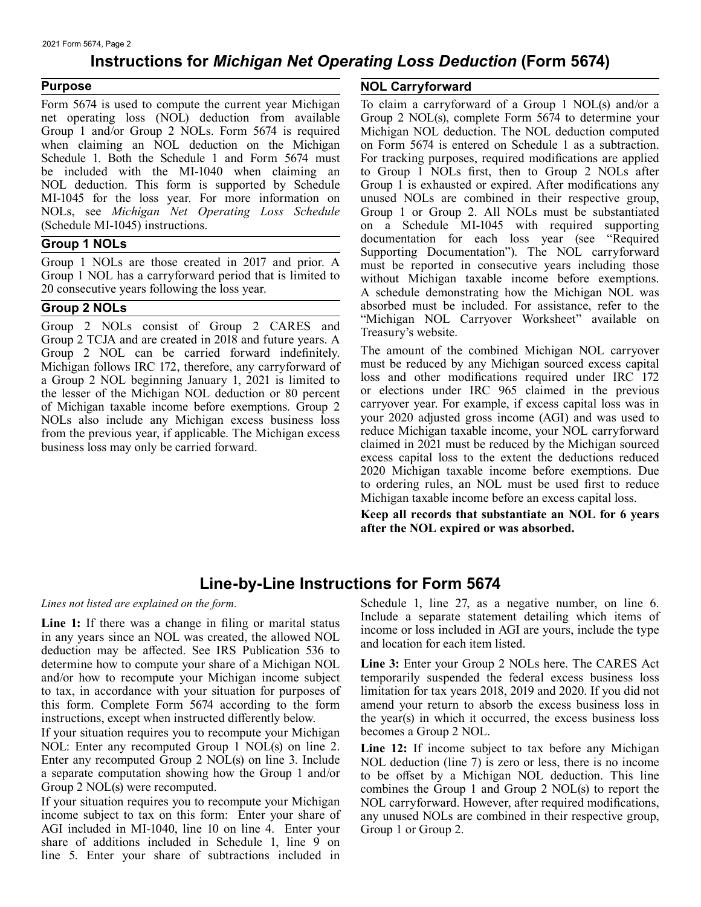# Instructions for *Michigan Net Operating Loss Deduction* (Form 5674)

## Purpose

Form 5674 is used to compute the current year Michigan net operating loss (NOL) deduction from available Group 1 and/or Group 2 NOLs. Form 5674 is required when claiming an NOL deduction on the Michigan Schedule 1. Both the Schedule 1 and Form 5674 must be included with the MI-1040 when claiming an NOL deduction. This form is supported by Schedule MI-1045 for the loss year. For more information on NOLs, see *Michigan Net Operating Loss Schedule* (Schedule MI-1045) instructions.

## Group 1 NOLs

Group 1 NOLs are those created in 2017 and prior. A Group 1 NOL has a carryforward period that is limited to 20 consecutive years following the loss year.

## Group 2 NOLs

Group 2 NOLs consist of Group 2 CARES and Group 2 TCJA and are created in 2018 and future years. A Group 2 NOL can be carried forward indefinitely. Michigan follows IRC 172, therefore, any carryforward of a Group 2 NOL beginning January 1, 2021 is limited to the lesser of the Michigan NOL deduction or 80 percent of Michigan taxable income before exemptions. Group 2 NOLs also include any Michigan excess business loss from the previous year, if applicable. The Michigan excess business loss may only be carried forward.

## NOL Carryforward

To claim a carryforward of a Group 1 NOL(s) and/or a Group 2 NOL(s), complete Form 5674 to determine your Michigan NOL deduction. The NOL deduction computed on Form 5674 is entered on Schedule 1 as a subtraction. For tracking purposes, required modifications are applied to Group 1 NOLs first, then to Group 2 NOLs after Group 1 is exhausted or expired. After modifications any unused NOLs are combined in their respective group, Group 1 or Group 2. All NOLs must be substantiated on a Schedule MI-1045 with required supporting documentation for each loss year (see "Required Supporting Documentation"). The NOL carryforward must be reported in consecutive years including those without Michigan taxable income before exemptions. A schedule demonstrating how the Michigan NOL was absorbed must be included. For assistance, refer to the "Michigan NOL Carryover Worksheet" available on Treasury's website.

The amount of the combined Michigan NOL carryover must be reduced by any Michigan sourced excess capital loss and other modifications required under IRC 172 or elections under IRC 965 claimed in the previous carryover year. For example, if excess capital loss was in your 2020 adjusted gross income (AGI) and was used to reduce Michigan taxable income, your NOL carryforward claimed in 2021 must be reduced by the Michigan sourced excess capital loss to the extent the deductions reduced 2020 Michigan taxable income before exemptions. Due to ordering rules, an NOL must be used first to reduce Michigan taxable income before an excess capital loss.

**Keep all records that substantiate an NOL for 6 years after the NOL expired or was absorbed.**

# Line-by-Line Instructions for Form 5674

*Lines not listed are explained on the form.*

**Line 1:** If there was a change in filing or marital status in any years since an NOL was created, the allowed NOL deduction may be affected. See IRS Publication 536 to determine how to compute your share of a Michigan NOL and/or how to recompute your Michigan income subject to tax, in accordance with your situation for purposes of this form. Complete Form 5674 according to the form instructions, except when instructed differently below.

If your situation requires you to recompute your Michigan NOL: Enter any recomputed Group 1 NOL(s) on line 2. Enter any recomputed Group 2 NOL(s) on line 3. Include a separate computation showing how the Group 1 and/or Group 2 NOL(s) were recomputed.

If your situation requires you to recompute your Michigan income subject to tax on this form: Enter your share of AGI included in MI-1040, line 10 on line 4. Enter your share of additions included in Schedule 1, line 9 on line 5. Enter your share of subtractions included in Schedule 1, line 27, as a negative number, on line 6. Include a separate statement detailing which items of income or loss included in AGI are yours, include the type and location for each item listed.

**Line 3:** Enter your Group 2 NOLs here. The CARES Act temporarily suspended the federal excess business loss limitation for tax years 2018, 2019 and 2020. If you did not amend your return to absorb the excess business loss in the year(s) in which it occurred, the excess business loss becomes a Group 2 NOL.

**Line 12:** If income subject to tax before any Michigan NOL deduction (line 7) is zero or less, there is no income to be offset by a Michigan NOL deduction. This line combines the Group 1 and Group 2 NOL(s) to report the NOL carryforward. However, after required modifications, any unused NOLs are combined in their respective group, Group 1 or Group 2.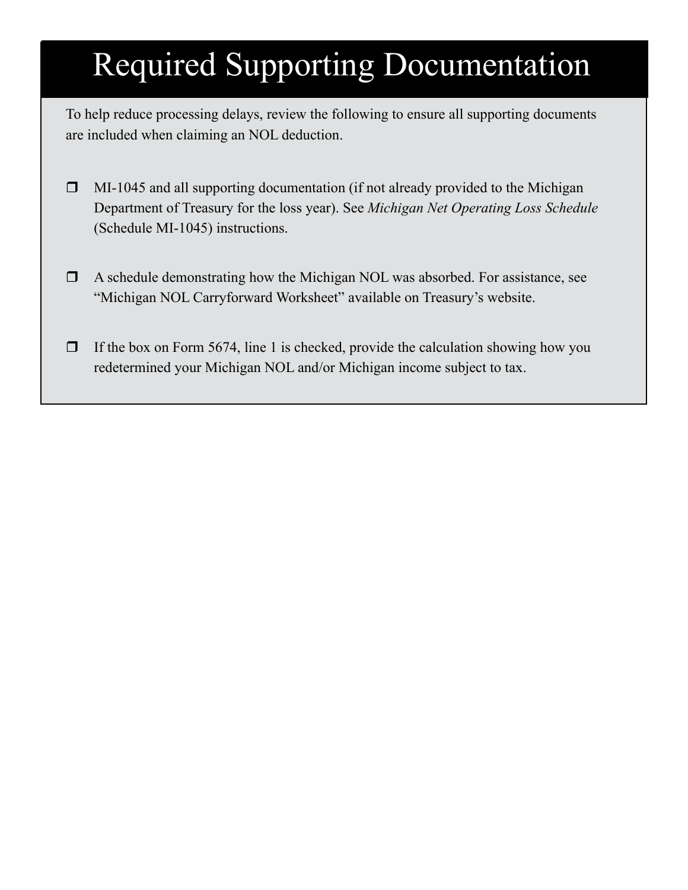# Required Supporting Documentation

To help reduce processing delays, review the following to ensure all supporting documents are included when claiming an NOL deduction.

- ❒ MI-1045 and all supporting documentation (if not already provided to the Michigan Department of Treasury for the loss year). See *Michigan Net Operating Loss Schedule* (Schedule MI-1045) instructions.
- ❒ A schedule demonstrating how the Michigan NOL was absorbed. For assistance, see "Michigan NOL Carryforward Worksheet" available on Treasury's website.
- ❒ If the box on Form 5674, line 1 is checked, provide the calculation showing how you redetermined your Michigan NOL and/or Michigan income subject to tax.